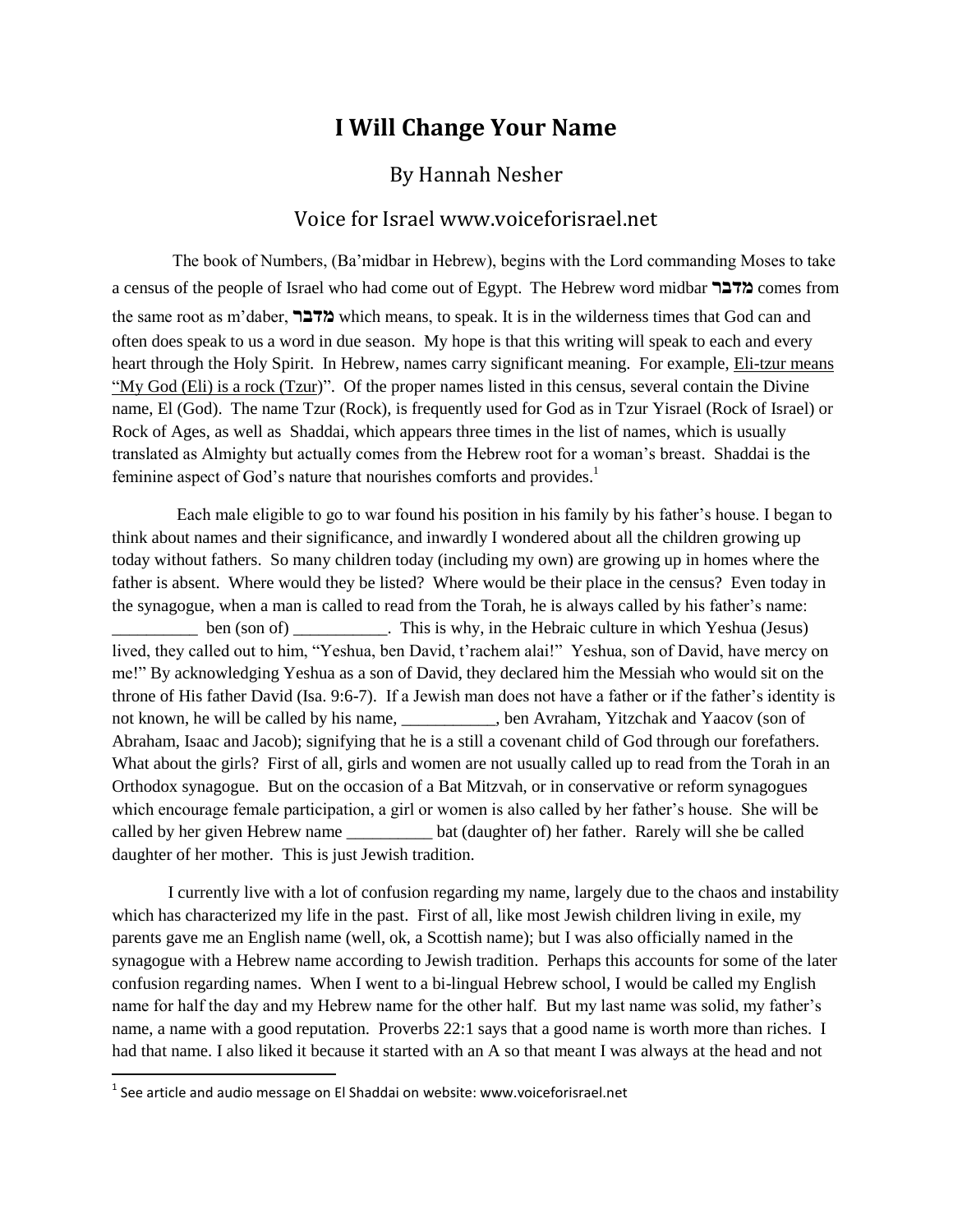# I Will Change Your Name

By Hannah Nesher

Voice for Israel www.voiceforisrael.net

The book of Numbers, (Ba'midbar in Hebrew), begins with the Lord commanding Moses to take a census of the people of Israel who had come out of Egypt. The Hebrew word midbar **מדבר** comes from the same root as m'daber, **מדבר** which means, to speak. It is in the wilderness times that God can and often does speak to us a word in due season. My hope is that this writing will speak to each and every heart through the Holy Spirit. In Hebrew, names carry significant meaning. For example, Eli-tzur means "My God (Eli) is a rock (Tzur)". Of the proper names listed in this census, several contain the Divine name, El (God). The name Tzur (Rock), is frequently used for God as in Tzur Yisrael (Rock of Israel) or Rock of Ages, as well as Shaddai, which appears three times in the list of names, which is usually translated as Almighty but actually comes from the Hebrew root for a woman's breast. Shaddai is the feminine aspect of God's nature that nourishes comforts and provides.[1]

Each male eligible to go to war found his position in his family by his father's house. I began to think about names and their significance, and inwardly I wondered about all the children growing up today without fathers. So many children today (including my own) are growing up in homes where the father is absent. Where would they be listed? Where would be their place in the census? Even today in the synagogue, when a man is called to read from the Torah, he is always called by his father's name: __________ ben (son of) ___________. This is why, in the Hebraic culture in which Yeshua (Jesus) lived, they called out to him, "Yeshua, ben David, t'rachem alai!" Yeshua, son of David, have mercy on me!" By acknowledging Yeshua as a son of David, they declared him the Messiah who would sit on the throne of His father David (Isa. 9:6-7). If a Jewish man does not have a father or if the father's identity is not known, he will be called by his name, ___________, ben Avraham, Yitzchak and Yaacov (son of Abraham, Isaac and Jacob); signifying that he is a still a covenant child of God through our forefathers. What about the girls? First of all, girls and women are not usually called up to read from the Torah in an Orthodox synagogue. But on the occasion of a Bat Mitzvah, or in conservative or reform synagogues which encourage female participation, a girl or women is also called by her father's house. She will be called by her given Hebrew name __________ bat (daughter of) her father. Rarely will she be called daughter of her mother. This is just Jewish tradition.

I currently live with a lot of confusion regarding my name, largely due to the chaos and instability which has characterized my life in the past. First of all, like most Jewish children living in exile, my parents gave me an English name (well, ok, a Scottish name); but I was also officially named in the synagogue with a Hebrew name according to Jewish tradition. Perhaps this accounts for some of the later confusion regarding names. When I went to a bi-lingual Hebrew school, I would be called my English name for half the day and my Hebrew name for the other half. But my last name was solid, my father's name, a name with a good reputation. Proverbs 22:1 says that a good name is worth more than riches. I had that name. I also liked it because it started with an A so that meant I was always at the head and not

[1] See article and audio message on El Shaddai on website: www.voiceforisrael.net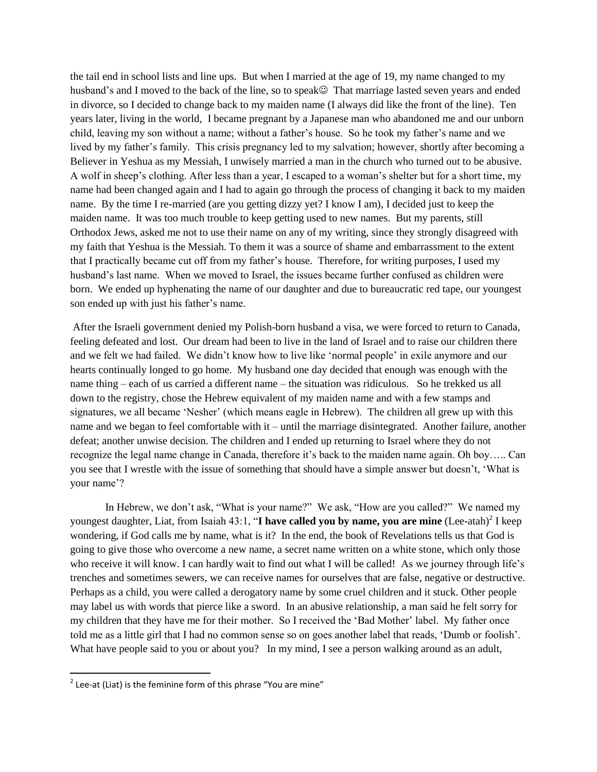the tail end in school lists and line ups. But when I married at the age of 19, my name changed to my husband's and I moved to the back of the line, so to speak☺ That marriage lasted seven years and ended in divorce, so I decided to change back to my maiden name (I always did like the front of the line). Ten years later, living in the world, I became pregnant by a Japanese man who abandoned me and our unborn child, leaving my son without a name; without a father's house. So he took my father's name and we lived by my father's family. This crisis pregnancy led to my salvation; however, shortly after becoming a Believer in Yeshua as my Messiah, I unwisely married a man in the church who turned out to be abusive. A wolf in sheep's clothing. After less than a year, I escaped to a woman's shelter but for a short time, my name had been changed again and I had to again go through the process of changing it back to my maiden name. By the time I re-married (are you getting dizzy yet? I know I am), I decided just to keep the maiden name. It was too much trouble to keep getting used to new names. But my parents, still Orthodox Jews, asked me not to use their name on any of my writing, since they strongly disagreed with my faith that Yeshua is the Messiah. To them it was a source of shame and embarrassment to the extent that I practically became cut off from my father's house. Therefore, for writing purposes, I used my husband's last name. When we moved to Israel, the issues became further confused as children were born. We ended up hyphenating the name of our daughter and due to bureaucratic red tape, our youngest son ended up with just his father's name.

After the Israeli government denied my Polish-born husband a visa, we were forced to return to Canada, feeling defeated and lost. Our dream had been to live in the land of Israel and to raise our children there and we felt we had failed. We didn't know how to live like 'normal people' in exile anymore and our hearts continually longed to go home. My husband one day decided that enough was enough with the name thing – each of us carried a different name – the situation was ridiculous. So he trekked us all down to the registry, chose the Hebrew equivalent of my maiden name and with a few stamps and signatures, we all became 'Nesher' (which means eagle in Hebrew). The children all grew up with this name and we began to feel comfortable with it – until the marriage disintegrated. Another failure, another defeat; another unwise decision. The children and I ended up returning to Israel where they do not recognize the legal name change in Canada, therefore it's back to the maiden name again. Oh boy….. Can you see that I wrestle with the issue of something that should have a simple answer but doesn't, 'What is your name'?

In Hebrew, we don't ask, "What is your name?" We ask, "How are you called?" We named my youngest daughter, Liat, from Isaiah 43:1, "**I have called you by name, you are mine** (Lee-atah)[2] I keep wondering, if God calls me by name, what is it? In the end, the book of Revelations tells us that God is going to give those who overcome a new name, a secret name written on a white stone, which only those who receive it will know. I can hardly wait to find out what I will be called! As we journey through life's trenches and sometimes sewers, we can receive names for ourselves that are false, negative or destructive. Perhaps as a child, you were called a derogatory name by some cruel children and it stuck. Other people may label us with words that pierce like a sword. In an abusive relationship, a man said he felt sorry for my children that they have me for their mother. So I received the 'Bad Mother' label. My father once told me as a little girl that I had no common sense so on goes another label that reads, 'Dumb or foolish'. What have people said to you or about you? In my mind, I see a person walking around as an adult,

---

[2] Lee-at (Liat) is the feminine form of this phrase "You are mine"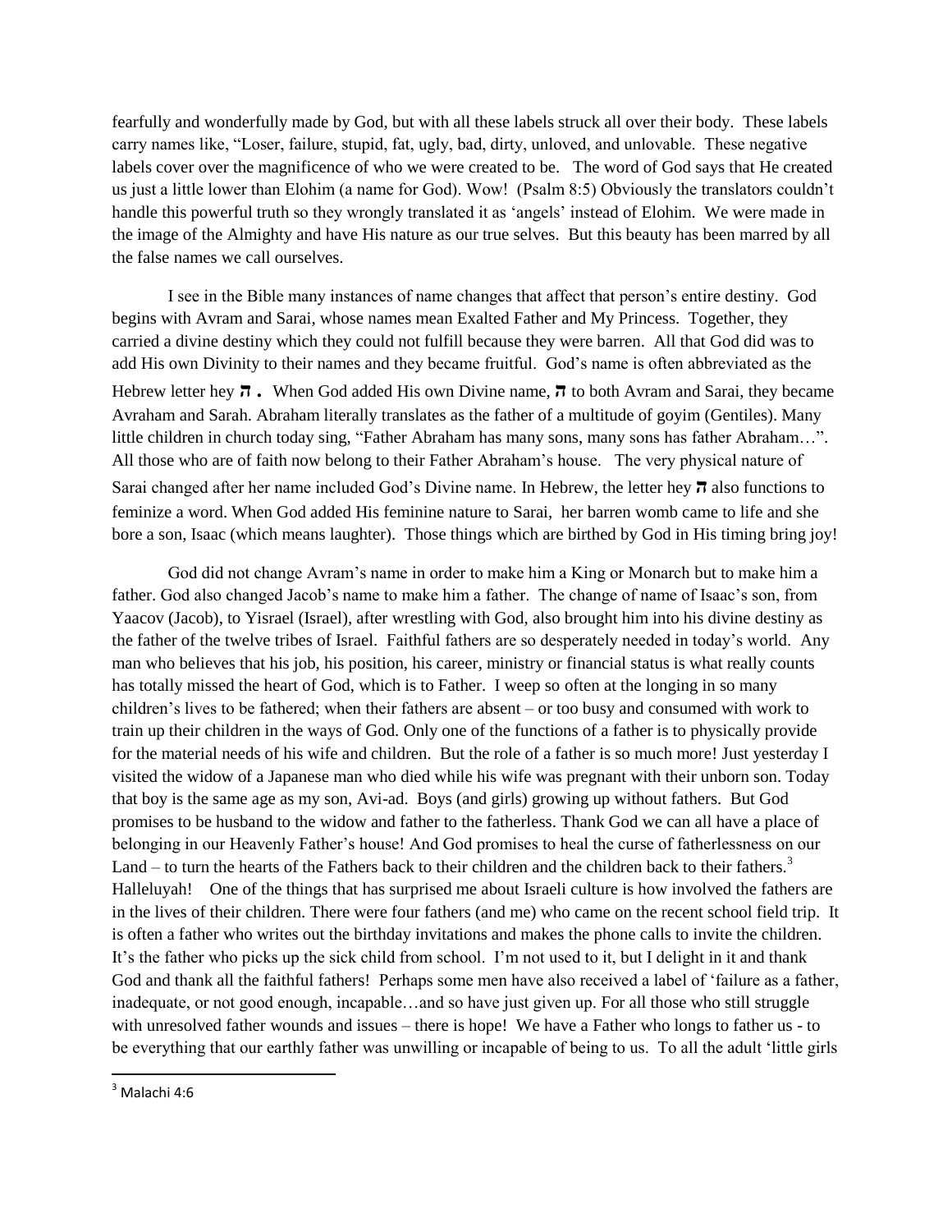fearfully and wonderfully made by God, but with all these labels struck all over their body. These labels carry names like, "Loser, failure, stupid, fat, ugly, bad, dirty, unloved, and unlovable. These negative labels cover over the magnificence of who we were created to be. The word of God says that He created us just a little lower than Elohim (a name for God). Wow! (Psalm 8:5) Obviously the translators couldn't handle this powerful truth so they wrongly translated it as 'angels' instead of Elohim. We were made in the image of the Almighty and have His nature as our true selves. But this beauty has been marred by all the false names we call ourselves.

I see in the Bible many instances of name changes that affect that person's entire destiny. God begins with Avram and Sarai, whose names mean Exalted Father and My Princess. Together, they carried a divine destiny which they could not fulfill because they were barren. All that God did was to add His own Divinity to their names and they became fruitful. God's name is often abbreviated as the Hebrew letter hey ה . When God added His own Divine name, ה to both Avram and Sarai, they became Avraham and Sarah. Abraham literally translates as the father of a multitude of goyim (Gentiles). Many little children in church today sing, "Father Abraham has many sons, many sons has father Abraham…". All those who are of faith now belong to their Father Abraham's house. The very physical nature of Sarai changed after her name included God's Divine name. In Hebrew, the letter hey ה also functions to feminize a word. When God added His feminine nature to Sarai, her barren womb came to life and she bore a son, Isaac (which means laughter). Those things which are birthed by God in His timing bring joy!

God did not change Avram's name in order to make him a King or Monarch but to make him a father. God also changed Jacob's name to make him a father. The change of name of Isaac's son, from Yaacov (Jacob), to Yisrael (Israel), after wrestling with God, also brought him into his divine destiny as the father of the twelve tribes of Israel. Faithful fathers are so desperately needed in today's world. Any man who believes that his job, his position, his career, ministry or financial status is what really counts has totally missed the heart of God, which is to Father. I weep so often at the longing in so many children's lives to be fathered; when their fathers are absent – or too busy and consumed with work to train up their children in the ways of God. Only one of the functions of a father is to physically provide for the material needs of his wife and children. But the role of a father is so much more! Just yesterday I visited the widow of a Japanese man who died while his wife was pregnant with their unborn son. Today that boy is the same age as my son, Avi-ad. Boys (and girls) growing up without fathers. But God promises to be husband to the widow and father to the fatherless. Thank God we can all have a place of belonging in our Heavenly Father's house! And God promises to heal the curse of fatherlessness on our Land – to turn the hearts of the Fathers back to their children and the children back to their fathers.[3] Halleluyah! One of the things that has surprised me about Israeli culture is how involved the fathers are in the lives of their children. There were four fathers (and me) who came on the recent school field trip. It is often a father who writes out the birthday invitations and makes the phone calls to invite the children. It's the father who picks up the sick child from school. I'm not used to it, but I delight in it and thank God and thank all the faithful fathers! Perhaps some men have also received a label of 'failure as a father, inadequate, or not good enough, incapable…and so have just given up. For all those who still struggle with unresolved father wounds and issues – there is hope! We have a Father who longs to father us - to be everything that our earthly father was unwilling or incapable of being to us. To all the adult 'little girls

[3] Malachi 4:6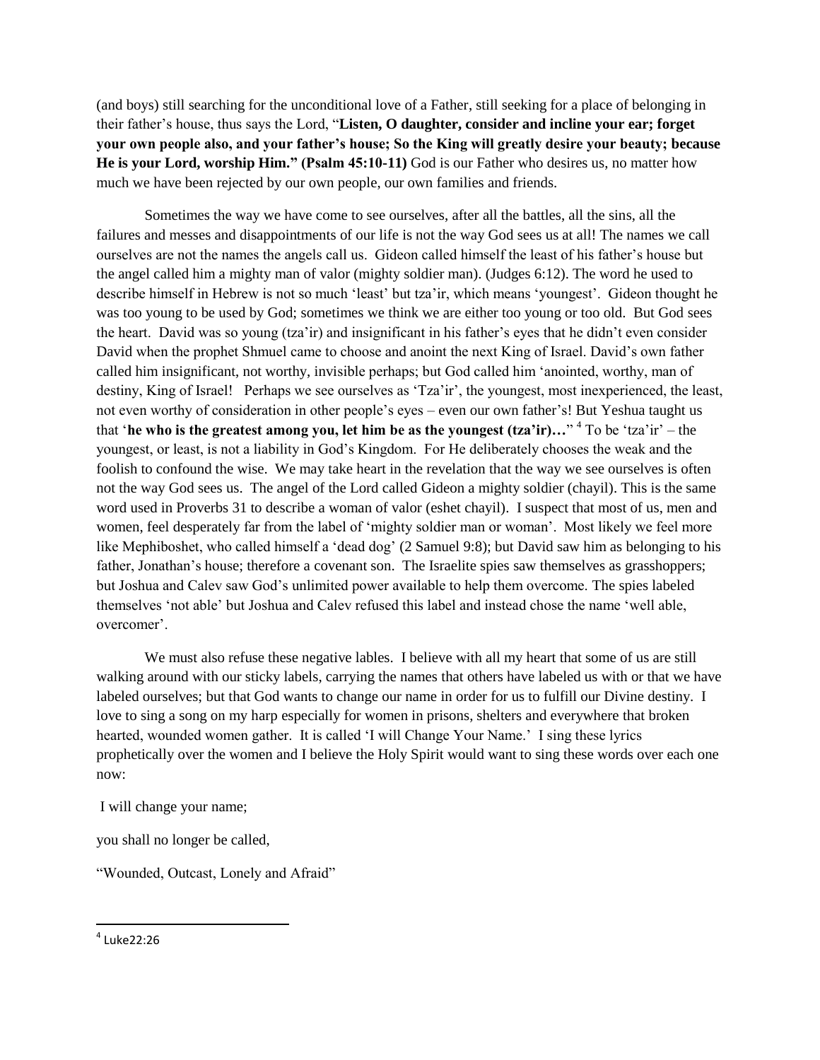(and boys) still searching for the unconditional love of a Father, still seeking for a place of belonging in their father's house, thus says the Lord, "**Listen, O daughter, consider and incline your ear; forget your own people also, and your father's house; So the King will greatly desire your beauty; because He is your Lord, worship Him." (Psalm 45:10-11)** God is our Father who desires us, no matter how much we have been rejected by our own people, our own families and friends.

Sometimes the way we have come to see ourselves, after all the battles, all the sins, all the failures and messes and disappointments of our life is not the way God sees us at all! The names we call ourselves are not the names the angels call us. Gideon called himself the least of his father's house but the angel called him a mighty man of valor (mighty soldier man). (Judges 6:12). The word he used to describe himself in Hebrew is not so much 'least' but tza'ir, which means 'youngest'. Gideon thought he was too young to be used by God; sometimes we think we are either too young or too old. But God sees the heart. David was so young (tza'ir) and insignificant in his father's eyes that he didn't even consider David when the prophet Shmuel came to choose and anoint the next King of Israel. David's own father called him insignificant, not worthy, invisible perhaps; but God called him 'anointed, worthy, man of destiny, King of Israel! Perhaps we see ourselves as 'Tza'ir', the youngest, most inexperienced, the least, not even worthy of consideration in other people's eyes – even our own father's! But Yeshua taught us that '**he who is the greatest among you, let him be as the youngest (tza'ir)…**" [4] To be 'tza'ir' – the youngest, or least, is not a liability in God's Kingdom. For He deliberately chooses the weak and the foolish to confound the wise. We may take heart in the revelation that the way we see ourselves is often not the way God sees us. The angel of the Lord called Gideon a mighty soldier (chayil). This is the same word used in Proverbs 31 to describe a woman of valor (eshet chayil). I suspect that most of us, men and women, feel desperately far from the label of 'mighty soldier man or woman'. Most likely we feel more like Mephiboshet, who called himself a 'dead dog' (2 Samuel 9:8); but David saw him as belonging to his father, Jonathan's house; therefore a covenant son. The Israelite spies saw themselves as grasshoppers; but Joshua and Calev saw God's unlimited power available to help them overcome. The spies labeled themselves 'not able' but Joshua and Calev refused this label and instead chose the name 'well able, overcomer'.

We must also refuse these negative lables. I believe with all my heart that some of us are still walking around with our sticky labels, carrying the names that others have labeled us with or that we have labeled ourselves; but that God wants to change our name in order for us to fulfill our Divine destiny. I love to sing a song on my harp especially for women in prisons, shelters and everywhere that broken hearted, wounded women gather. It is called 'I will Change Your Name.' I sing these lyrics prophetically over the women and I believe the Holy Spirit would want to sing these words over each one now:

I will change your name;

you shall no longer be called,

"Wounded, Outcast, Lonely and Afraid"

---

[4] Luke22:26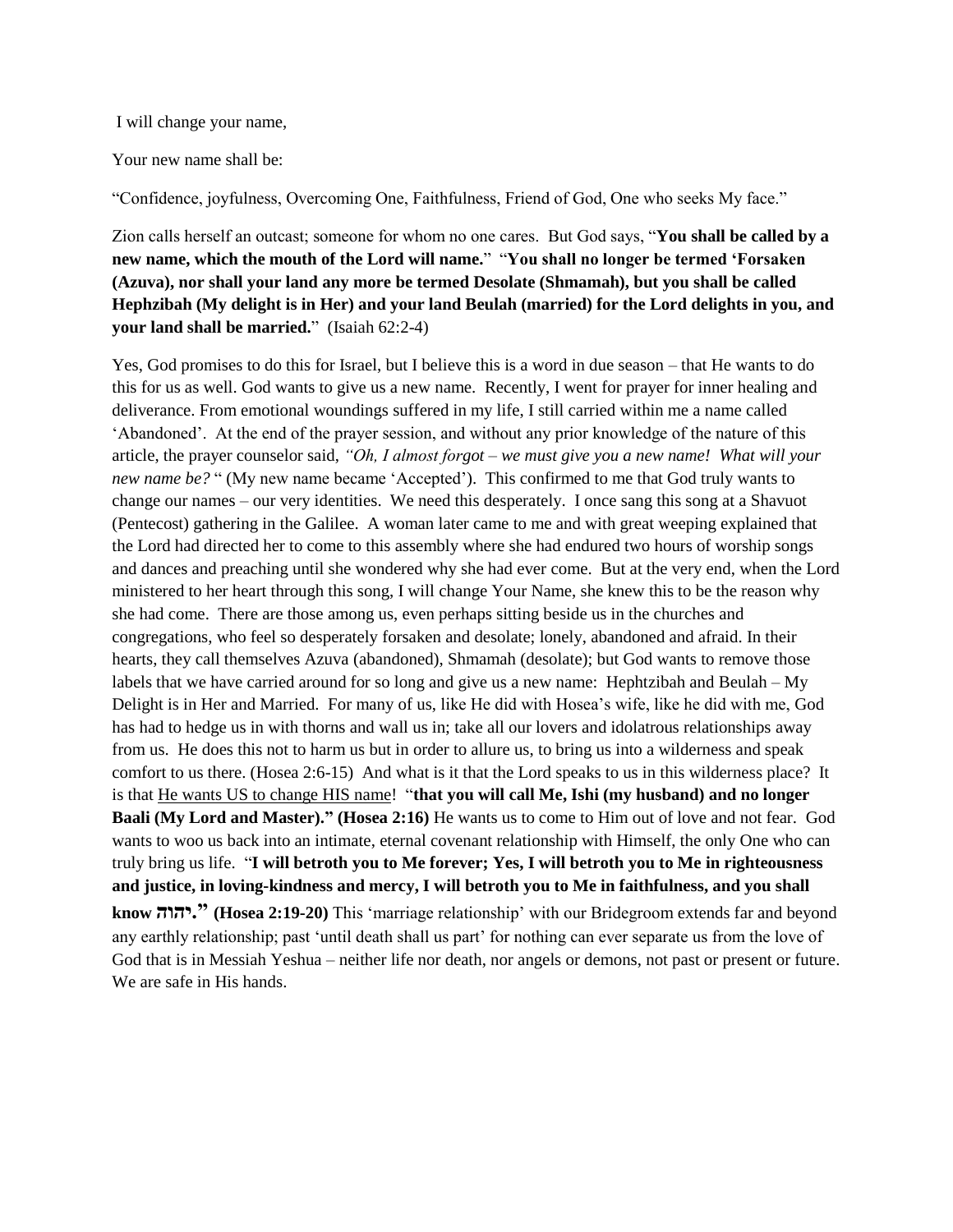I will change your name,

Your new name shall be:

"Confidence, joyfulness, Overcoming One, Faithfulness, Friend of God, One who seeks My face."

Zion calls herself an outcast; someone for whom no one cares. But God says, "**You shall be called by a new name, which the mouth of the Lord will name.**" "**You shall no longer be termed 'Forsaken (Azuva), nor shall your land any more be termed Desolate (Shmamah), but you shall be called Hephzibah (My delight is in Her) and your land Beulah (married) for the Lord delights in you, and your land shall be married.**" (Isaiah 62:2-4)

Yes, God promises to do this for Israel, but I believe this is a word in due season – that He wants to do this for us as well. God wants to give us a new name. Recently, I went for prayer for inner healing and deliverance. From emotional woundings suffered in my life, I still carried within me a name called 'Abandoned'. At the end of the prayer session, and without any prior knowledge of the nature of this article, the prayer counselor said, *"Oh, I almost forgot – we must give you a new name! What will your new name be?* " (My new name became 'Accepted'). This confirmed to me that God truly wants to change our names – our very identities. We need this desperately. I once sang this song at a Shavuot (Pentecost) gathering in the Galilee. A woman later came to me and with great weeping explained that the Lord had directed her to come to this assembly where she had endured two hours of worship songs and dances and preaching until she wondered why she had ever come. But at the very end, when the Lord ministered to her heart through this song, I will change Your Name, she knew this to be the reason why she had come. There are those among us, even perhaps sitting beside us in the churches and congregations, who feel so desperately forsaken and desolate; lonely, abandoned and afraid. In their hearts, they call themselves Azuva (abandoned), Shmamah (desolate); but God wants to remove those labels that we have carried around for so long and give us a new name: Hephtzibah and Beulah – My Delight is in Her and Married. For many of us, like He did with Hosea's wife, like he did with me, God has had to hedge us in with thorns and wall us in; take all our lovers and idolatrous relationships away from us. He does this not to harm us but in order to allure us, to bring us into a wilderness and speak comfort to us there. (Hosea 2:6-15) And what is it that the Lord speaks to us in this wilderness place? It is that He wants US to change HIS name! "**that you will call Me, Ishi (my husband) and no longer Baali (My Lord and Master)." (Hosea 2:16)** He wants us to come to Him out of love and not fear. God wants to woo us back into an intimate, eternal covenant relationship with Himself, the only One who can truly bring us life. "**I will betroth you to Me forever; Yes, I will betroth you to Me in righteousness and justice, in loving-kindness and mercy, I will betroth you to Me in faithfulness, and you shall know יהוה." (Hosea 2:19-20)** This 'marriage relationship' with our Bridegroom extends far and beyond any earthly relationship; past 'until death shall us part' for nothing can ever separate us from the love of God that is in Messiah Yeshua – neither life nor death, nor angels or demons, not past or present or future. We are safe in His hands.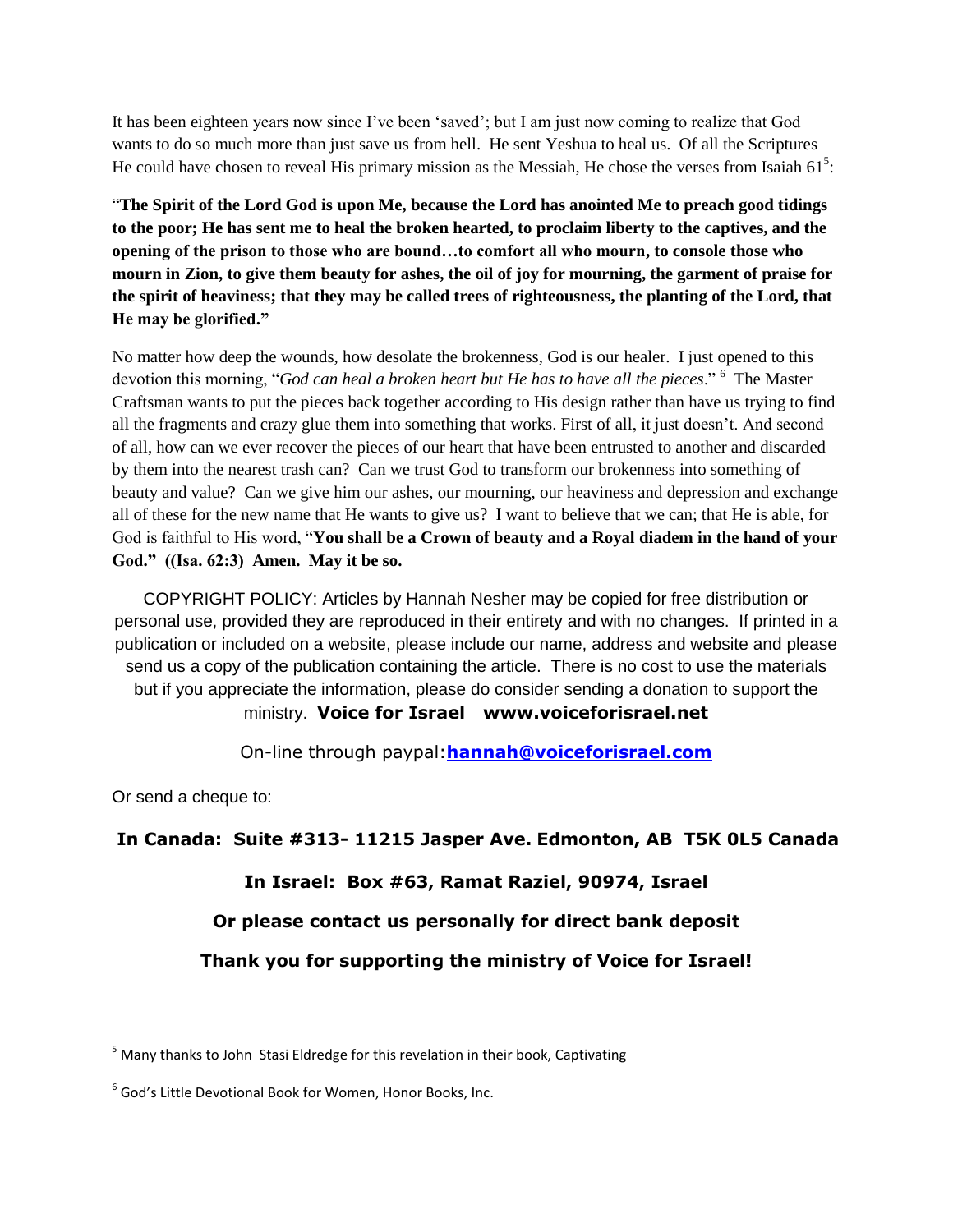It has been eighteen years now since I've been 'saved'; but I am just now coming to realize that God wants to do so much more than just save us from hell. He sent Yeshua to heal us. Of all the Scriptures He could have chosen to reveal His primary mission as the Messiah, He chose the verses from Isaiah 61[5]:

"**The Spirit of the Lord God is upon Me, because the Lord has anointed Me to preach good tidings to the poor; He has sent me to heal the broken hearted, to proclaim liberty to the captives, and the opening of the prison to those who are bound…to comfort all who mourn, to console those who mourn in Zion, to give them beauty for ashes, the oil of joy for mourning, the garment of praise for the spirit of heaviness; that they may be called trees of righteousness, the planting of the Lord, that He may be glorified."**

No matter how deep the wounds, how desolate the brokenness, God is our healer. I just opened to this devotion this morning, "*God can heal a broken heart but He has to have all the pieces*."[6] The Master Craftsman wants to put the pieces back together according to His design rather than have us trying to find all the fragments and crazy glue them into something that works. First of all, it just doesn't. And second of all, how can we ever recover the pieces of our heart that have been entrusted to another and discarded by them into the nearest trash can? Can we trust God to transform our brokenness into something of beauty and value? Can we give him our ashes, our mourning, our heaviness and depression and exchange all of these for the new name that He wants to give us? I want to believe that we can; that He is able, for God is faithful to His word, "**You shall be a Crown of beauty and a Royal diadem in the hand of your God." ((Isa. 62:3) Amen. May it be so.**

COPYRIGHT POLICY: Articles by Hannah Nesher may be copied for free distribution or personal use, provided they are reproduced in their entirety and with no changes. If printed in a publication or included on a website, please include our name, address and website and please send us a copy of the publication containing the article. There is no cost to use the materials but if you appreciate the information, please do consider sending a donation to support the ministry. **Voice for Israel www.voiceforisrael.net**

On-line through paypal:**[hannah@voiceforisrael.com](mailto:hannah@voiceforisrael.com)**

Or send a cheque to:

**In Canada: Suite #313- 11215 Jasper Ave. Edmonton, AB T5K 0L5 Canada**

**In Israel: Box #63, Ramat Raziel, 90974, Israel**

**Or please contact us personally for direct bank deposit**

**Thank you for supporting the ministry of Voice for Israel!**

---

[5] Many thanks to John Stasi Eldredge for this revelation in their book, Captivating

[6] God's Little Devotional Book for Women, Honor Books, Inc.